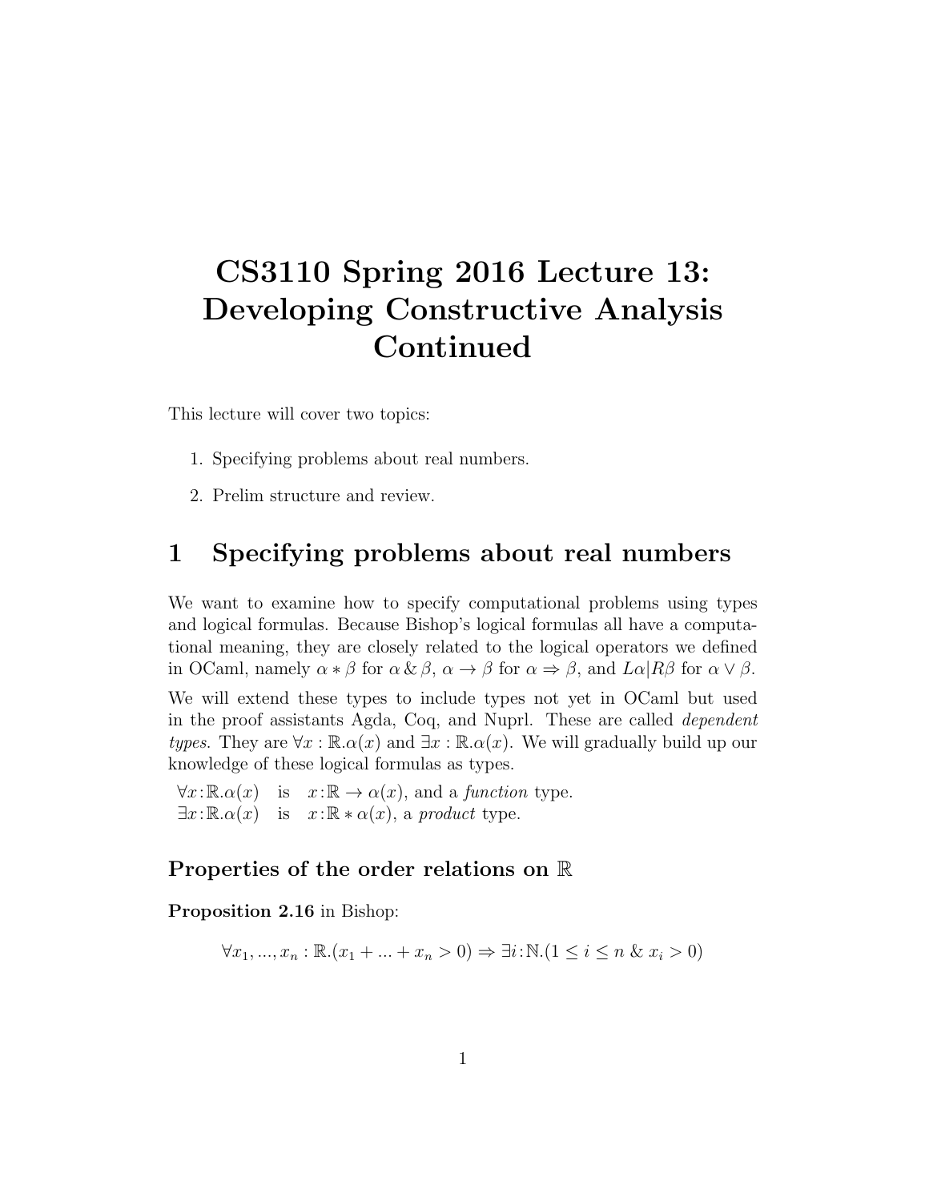# CS3110 Spring 2016 Lecture 13: Developing Constructive Analysis Continued

This lecture will cover two topics:

1. Specifying problems about real numbers.
2. Prelim structure and review.

## 1 Specifying problems about real numbers

We want to examine how to specify computational problems using types and logical formulas. Because Bishop's logical formulas all have a computational meaning, they are closely related to the logical operators we defined in OCaml, namely $\alpha * \beta$ for $\alpha \,\&\, \beta$, $\alpha \rightarrow \beta$ for $\alpha \Rightarrow \beta$, and $L\alpha|R\beta$ for $\alpha \vee \beta$.

We will extend these types to include types not yet in OCaml but used in the proof assistants Agda, Coq, and Nuprl. These are called *dependent types.* They are $\forall x : \mathbb{R}.\alpha(x)$ and $\exists x : \mathbb{R}.\alpha(x)$. We will gradually build up our knowledge of these logical formulas as types.

$\forall x{:}\mathbb{R}.\alpha(x)$ is $x{:}\mathbb{R} \rightarrow \alpha(x)$, and a *function* type.
$\exists x{:}\mathbb{R}.\alpha(x)$ is $x{:}\mathbb{R} * \alpha(x)$, a *product* type.

### Properties of the order relations on $\mathbb{R}$

**Proposition 2.16** in Bishop:

$$\forall x_1, ..., x_n : \mathbb{R}.(x_1 + ... + x_n > 0) \Rightarrow \exists i{:}\mathbb{N}.(1 \leq i \leq n \,\&\, x_i > 0)$$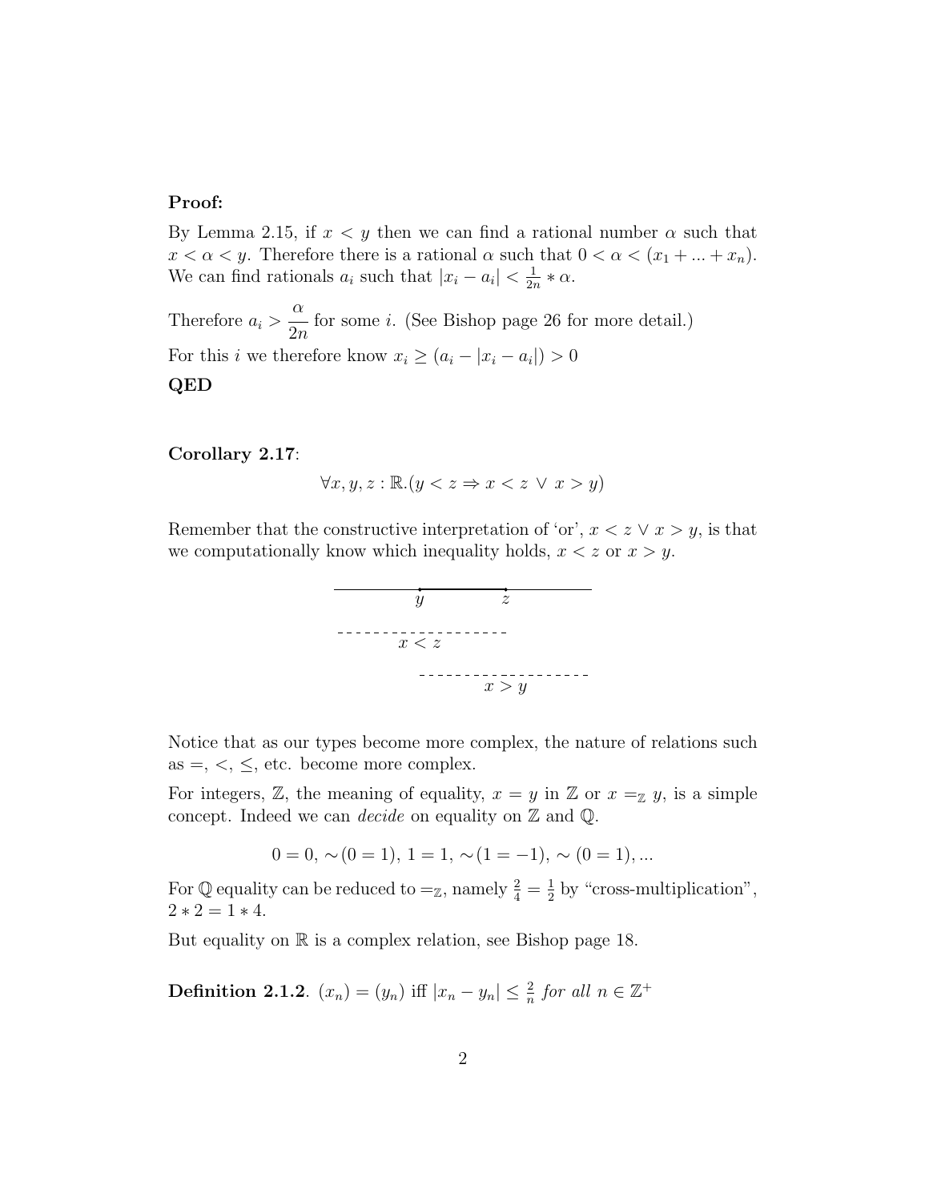**Proof:**

By Lemma 2.15, if $x < y$ then we can find a rational number $\alpha$ such that $x < \alpha < y$. Therefore there is a rational $\alpha$ such that $0 < \alpha < (x_1 + ... + x_n)$. We can find rationals $a_i$ such that $|x_i - a_i| < \frac{1}{2n} * \alpha$.

Therefore $a_i > \dfrac{\alpha}{2n}$ for some $i$. (See Bishop page 26 for more detail.)

For this $i$ we therefore know $x_i \geq (a_i - |x_i - a_i|) > 0$

**QED**

**Corollary 2.17**:

$$\forall x, y, z : \mathbb{R}.(y < z \Rightarrow x < z \lor x > y)$$

Remember that the constructive interpretation of 'or', $x < z \lor x > y$, is that we computationally know which inequality holds, $x < z$ or $x > y$.

```
 ______________y__________z______________

 - - - - - - - - - - - - - - -
           x < z

               - - - - - - - - - - - - - - -
                          x > y
```

Notice that as our types become more complex, the nature of relations such as $=, <, \leq$, etc. become more complex.

For integers, $\mathbb{Z}$, the meaning of equality, $x = y$ in $\mathbb{Z}$ or $x =_{\mathbb{Z}} y$, is a simple concept. Indeed we can *decide* on equality on $\mathbb{Z}$ and $\mathbb{Q}$.

$$0 = 0,\ \sim(0 = 1),\ 1 = 1,\ \sim(1 = -1),\ \sim(0 = 1), ...$$

For $\mathbb{Q}$ equality can be reduced to $=_{\mathbb{Z}}$, namely $\frac{2}{4} = \frac{1}{2}$ by "cross-multiplication", $2 * 2 = 1 * 4$.

But equality on $\mathbb{R}$ is a complex relation, see Bishop page 18.

**Definition 2.1.2**. $(x_n) = (y_n)$ iff $|x_n - y_n| \leq \frac{2}{n}$ *for all* $n \in \mathbb{Z}^+$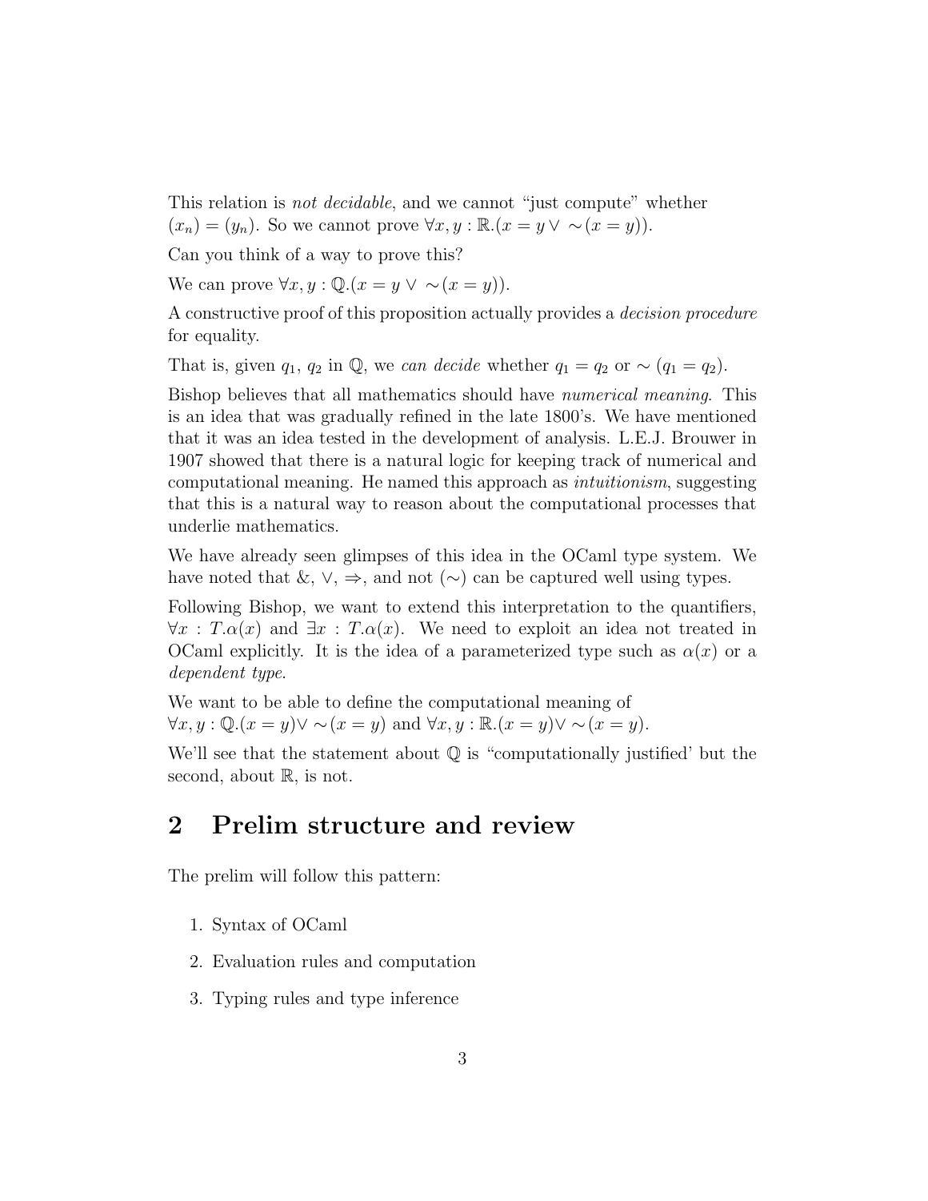This relation is *not decidable*, and we cannot "just compute" whether $(x_n) = (y_n)$. So we cannot prove $\forall x, y : \mathbb{R}.(x = y \lor \sim(x = y))$.

Can you think of a way to prove this?

We can prove $\forall x, y : \mathbb{Q}.(x = y \lor \sim(x = y))$.

A constructive proof of this proposition actually provides a *decision procedure* for equality.

That is, given $q_1$, $q_2$ in $\mathbb{Q}$, we *can decide* whether $q_1 = q_2$ or $\sim(q_1 = q_2)$.

Bishop believes that all mathematics should have *numerical meaning*. This is an idea that was gradually refined in the late 1800's. We have mentioned that it was an idea tested in the development of analysis. L.E.J. Brouwer in 1907 showed that there is a natural logic for keeping track of numerical and computational meaning. He named this approach as *intuitionism*, suggesting that this is a natural way to reason about the computational processes that underlie mathematics.

We have already seen glimpses of this idea in the OCaml type system. We have noted that &, $\lor$, $\Rightarrow$, and not ($\sim$) can be captured well using types.

Following Bishop, we want to extend this interpretation to the quantifiers, $\forall x : T.\alpha(x)$ and $\exists x : T.\alpha(x)$. We need to exploit an idea not treated in OCaml explicitly. It is the idea of a parameterized type such as $\alpha(x)$ or a *dependent type*.

We want to be able to define the computational meaning of $\forall x, y : \mathbb{Q}.(x = y) \lor \sim(x = y)$ and $\forall x, y : \mathbb{R}.(x = y) \lor \sim(x = y)$.

We'll see that the statement about $\mathbb{Q}$ is "computationally justified' but the second, about $\mathbb{R}$, is not.

## 2 Prelim structure and review

The prelim will follow this pattern:

1. Syntax of OCaml
2. Evaluation rules and computation
3. Typing rules and type inference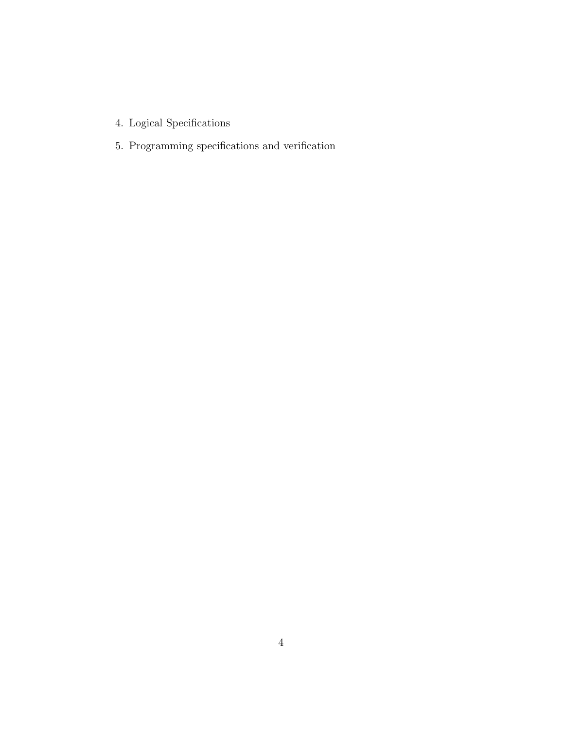4. Logical Specifications

5. Programming specifications and verification